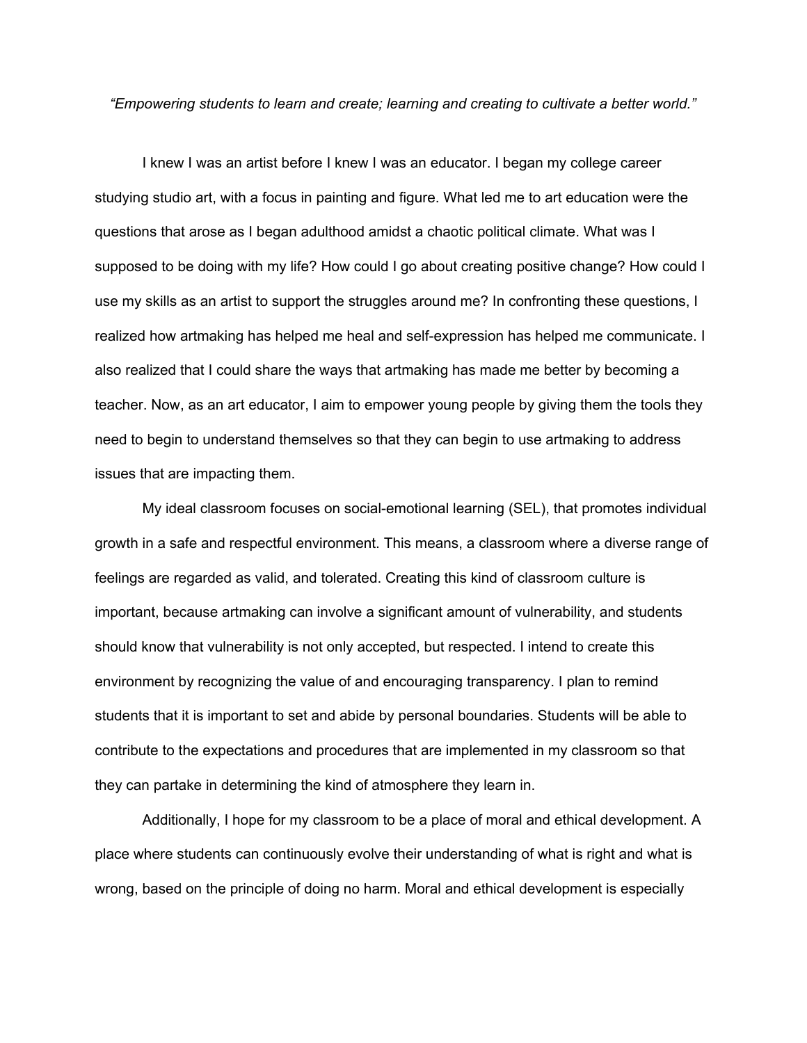*"Empowering students to learn and create; learning and creating to cultivate a better world."*

I knew I was an artist before I knew I was an educator. I began my college career studying studio art, with a focus in painting and figure. What led me to art education were the questions that arose as I began adulthood amidst a chaotic political climate. What was I supposed to be doing with my life? How could I go about creating positive change? How could I use my skills as an artist to support the struggles around me? In confronting these questions, I realized how artmaking has helped me heal and self-expression has helped me communicate. I also realized that I could share the ways that artmaking has made me better by becoming a teacher. Now, as an art educator, I aim to empower young people by giving them the tools they need to begin to understand themselves so that they can begin to use artmaking to address issues that are impacting them.

My ideal classroom focuses on social-emotional learning (SEL), that promotes individual growth in a safe and respectful environment. This means, a classroom where a diverse range of feelings are regarded as valid, and tolerated. Creating this kind of classroom culture is important, because artmaking can involve a significant amount of vulnerability, and students should know that vulnerability is not only accepted, but respected. I intend to create this environment by recognizing the value of and encouraging transparency. I plan to remind students that it is important to set and abide by personal boundaries. Students will be able to contribute to the expectations and procedures that are implemented in my classroom so that they can partake in determining the kind of atmosphere they learn in.

Additionally, I hope for my classroom to be a place of moral and ethical development. A place where students can continuously evolve their understanding of what is right and what is wrong, based on the principle of doing no harm. Moral and ethical development is especially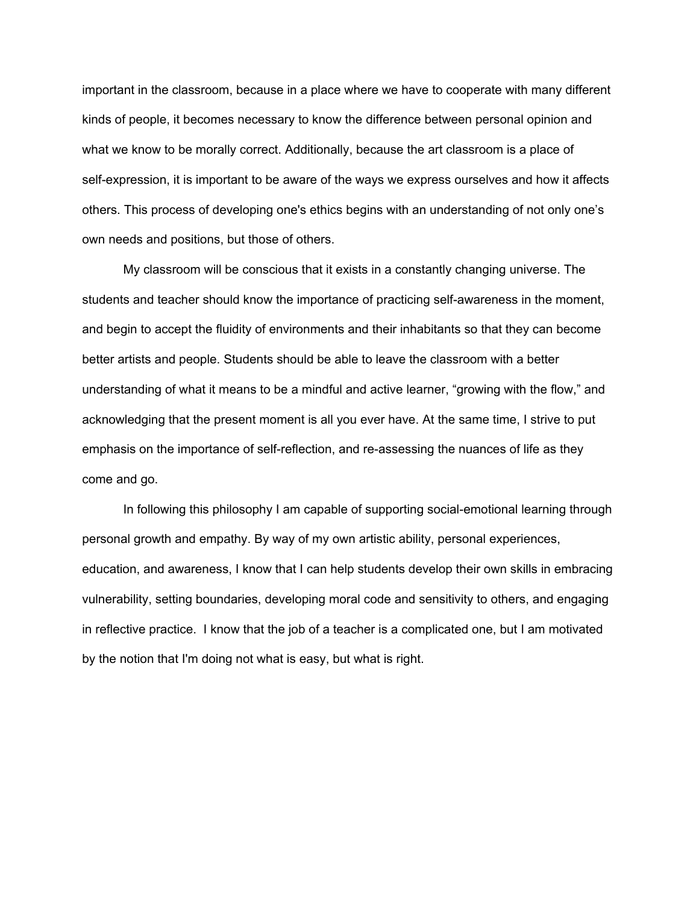important in the classroom, because in a place where we have to cooperate with many different kinds of people, it becomes necessary to know the difference between personal opinion and what we know to be morally correct. Additionally, because the art classroom is a place of self-expression, it is important to be aware of the ways we express ourselves and how it affects others. This process of developing one's ethics begins with an understanding of not only one's own needs and positions, but those of others.

My classroom will be conscious that it exists in a constantly changing universe. The students and teacher should know the importance of practicing self-awareness in the moment, and begin to accept the fluidity of environments and their inhabitants so that they can become better artists and people. Students should be able to leave the classroom with a better understanding of what it means to be a mindful and active learner, "growing with the flow," and acknowledging that the present moment is all you ever have. At the same time, I strive to put emphasis on the importance of self-reflection, and re-assessing the nuances of life as they come and go.

In following this philosophy I am capable of supporting social-emotional learning through personal growth and empathy. By way of my own artistic ability, personal experiences, education, and awareness, I know that I can help students develop their own skills in embracing vulnerability, setting boundaries, developing moral code and sensitivity to others, and engaging in reflective practice. I know that the job of a teacher is a complicated one, but I am motivated by the notion that I'm doing not what is easy, but what is right.